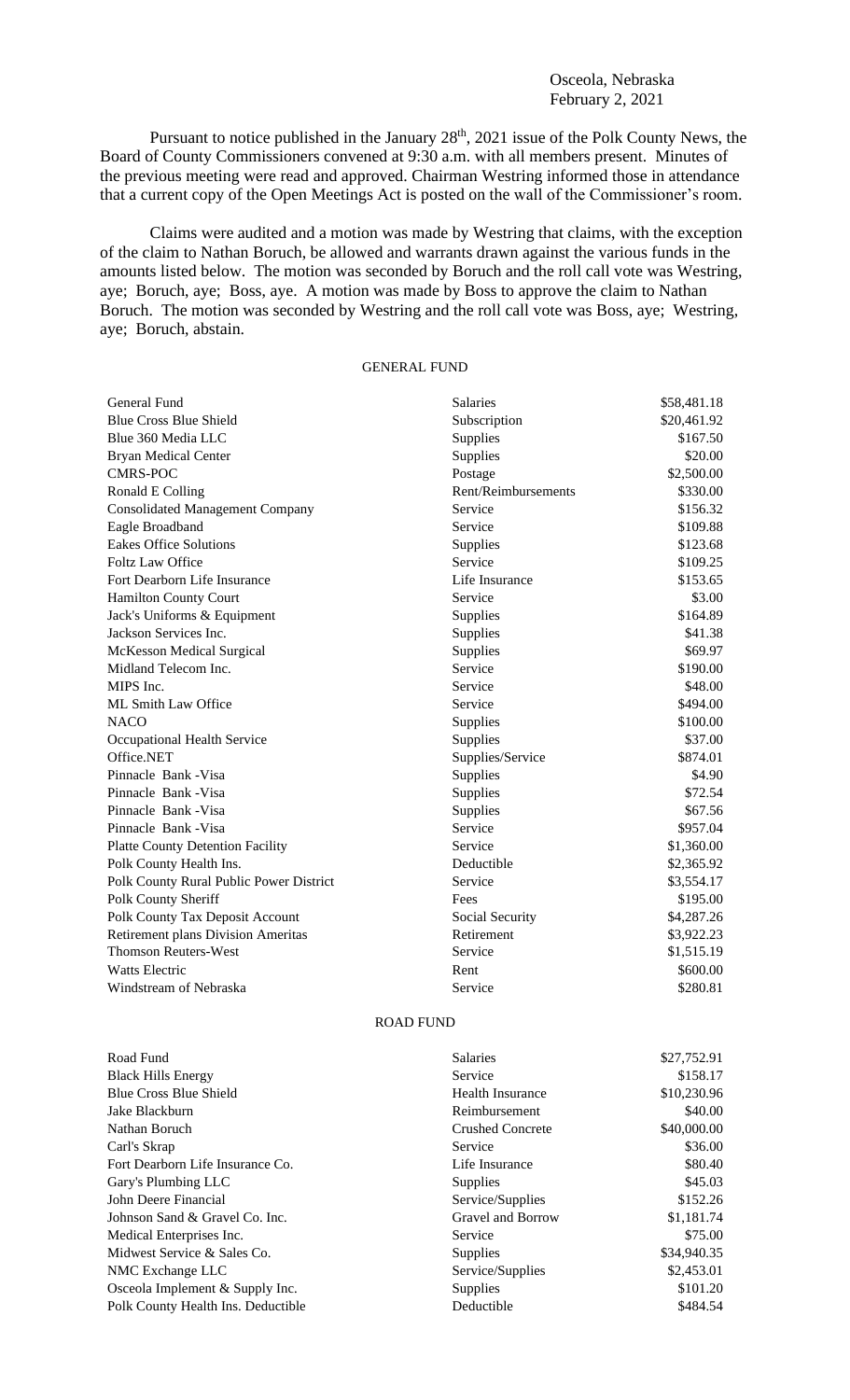Osceola, Nebraska
February 2, 2021

Pursuant to notice published in the January 28th, 2021 issue of the Polk County News, the Board of County Commissioners convened at 9:30 a.m. with all members present. Minutes of the previous meeting were read and approved. Chairman Westring informed those in attendance that a current copy of the Open Meetings Act is posted on the wall of the Commissioner's room.

Claims were audited and a motion was made by Westring that claims, with the exception of the claim to Nathan Boruch, be allowed and warrants drawn against the various funds in the amounts listed below. The motion was seconded by Boruch and the roll call vote was Westring, aye; Boruch, aye; Boss, aye. A motion was made by Boss to approve the claim to Nathan Boruch. The motion was seconded by Westring and the roll call vote was Boss, aye; Westring, aye; Boruch, abstain.

## GENERAL FUND

| | | |
|---|---|---|
| General Fund | Salaries | $58,481.18 |
| Blue Cross Blue Shield | Subscription | $20,461.92 |
| Blue 360 Media LLC | Supplies | $167.50 |
| Bryan Medical Center | Supplies | $20.00 |
| CMRS-POC | Postage | $2,500.00 |
| Ronald E Colling | Rent/Reimbursements | $330.00 |
| Consolidated Management Company | Service | $156.32 |
| Eagle Broadband | Service | $109.88 |
| Eakes Office Solutions | Supplies | $123.68 |
| Foltz Law Office | Service | $109.25 |
| Fort Dearborn Life Insurance | Life Insurance | $153.65 |
| Hamilton County Court | Service | $3.00 |
| Jack's Uniforms & Equipment | Supplies | $164.89 |
| Jackson Services Inc. | Supplies | $41.38 |
| McKesson Medical Surgical | Supplies | $69.97 |
| Midland Telecom Inc. | Service | $190.00 |
| MIPS Inc. | Service | $48.00 |
| ML Smith Law Office | Service | $494.00 |
| NACO | Supplies | $100.00 |
| Occupational Health Service | Supplies | $37.00 |
| Office.NET | Supplies/Service | $874.01 |
| Pinnacle Bank -Visa | Supplies | $4.90 |
| Pinnacle Bank -Visa | Supplies | $72.54 |
| Pinnacle Bank -Visa | Supplies | $67.56 |
| Pinnacle Bank -Visa | Service | $957.04 |
| Platte County Detention Facility | Service | $1,360.00 |
| Polk County Health Ins. | Deductible | $2,365.92 |
| Polk County Rural Public Power District | Service | $3,554.17 |
| Polk County Sheriff | Fees | $195.00 |
| Polk County Tax Deposit Account | Social Security | $4,287.26 |
| Retirement plans Division Ameritas | Retirement | $3,922.23 |
| Thomson Reuters-West | Service | $1,515.19 |
| Watts Electric | Rent | $600.00 |
| Windstream of Nebraska | Service | $280.81 |

## ROAD FUND

| | | |
|---|---|---|
| Road Fund | Salaries | $27,752.91 |
| Black Hills Energy | Service | $158.17 |
| Blue Cross Blue Shield | Health Insurance | $10,230.96 |
| Jake Blackburn | Reimbursement | $40.00 |
| Nathan Boruch | Crushed Concrete | $40,000.00 |
| Carl's Skrap | Service | $36.00 |
| Fort Dearborn Life Insurance Co. | Life Insurance | $80.40 |
| Gary's Plumbing LLC | Supplies | $45.03 |
| John Deere Financial | Service/Supplies | $152.26 |
| Johnson Sand & Gravel Co. Inc. | Gravel and Borrow | $1,181.74 |
| Medical Enterprises Inc. | Service | $75.00 |
| Midwest Service & Sales Co. | Supplies | $34,940.35 |
| NMC Exchange LLC | Service/Supplies | $2,453.01 |
| Osceola Implement & Supply Inc. | Supplies | $101.20 |
| Polk County Health Ins. Deductible | Deductible | $484.54 |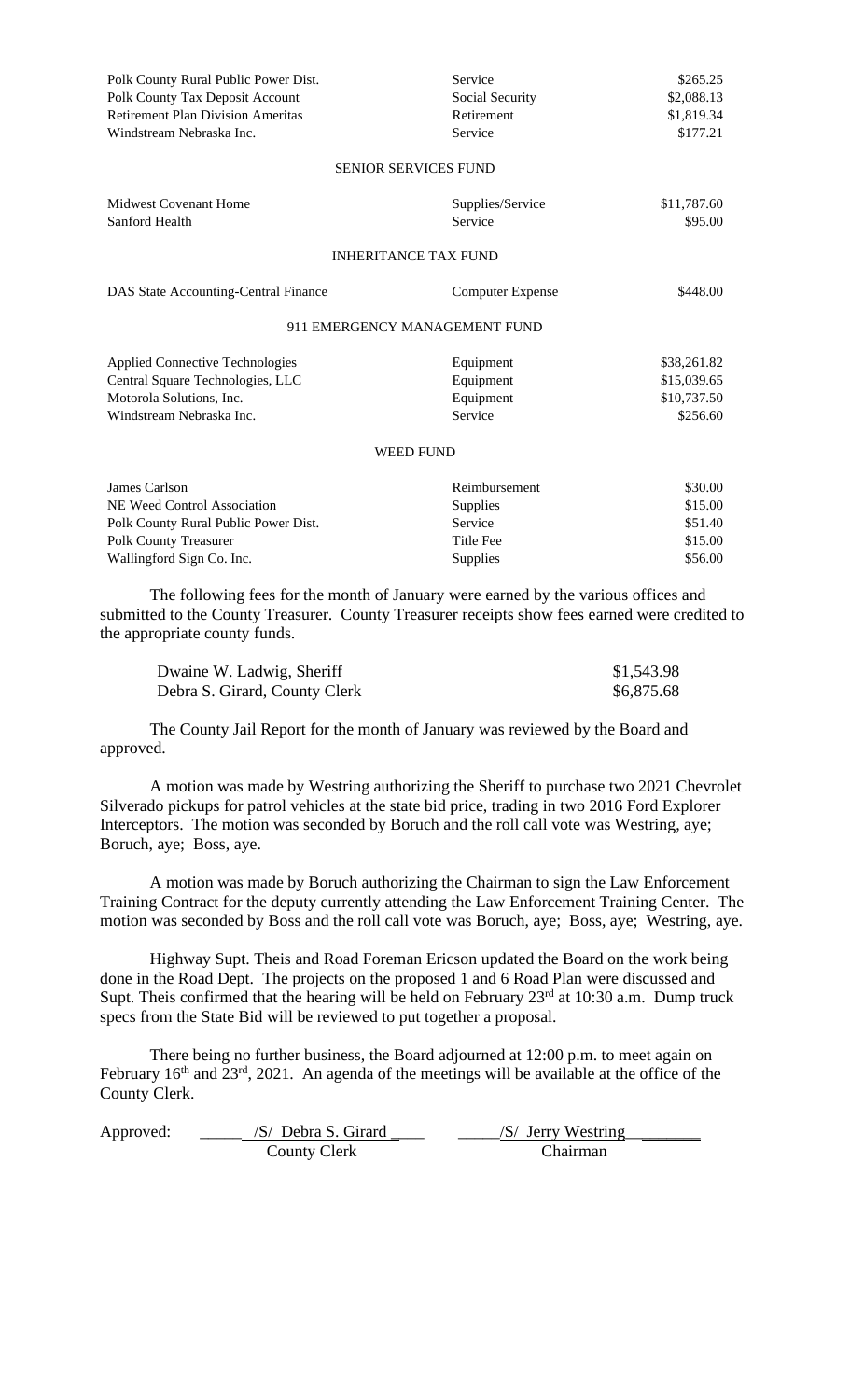| | | |
|---|---|---|
| Polk County Rural Public Power Dist. | Service | \$265.25 |
| Polk County Tax Deposit Account | Social Security | \$2,088.13 |
| Retirement Plan Division Ameritas | Retirement | \$1,819.34 |
| Windstream Nebraska Inc. | Service | \$177.21 |

SENIOR SERVICES FUND

| | | |
|---|---|---|
| Midwest Covenant Home | Supplies/Service | \$11,787.60 |
| Sanford Health | Service | \$95.00 |

INHERITANCE TAX FUND

| | | |
|---|---|---|
| DAS State Accounting-Central Finance | Computer Expense | \$448.00 |

911 EMERGENCY MANAGEMENT FUND

| | | |
|---|---|---|
| Applied Connective Technologies | Equipment | \$38,261.82 |
| Central Square Technologies, LLC | Equipment | \$15,039.65 |
| Motorola Solutions, Inc. | Equipment | \$10,737.50 |
| Windstream Nebraska Inc. | Service | \$256.60 |

WEED FUND

| | | |
|---|---|---|
| James Carlson | Reimbursement | \$30.00 |
| NE Weed Control Association | Supplies | \$15.00 |
| Polk County Rural Public Power Dist. | Service | \$51.40 |
| Polk County Treasurer | Title Fee | \$15.00 |
| Wallingford Sign Co. Inc. | Supplies | \$56.00 |

The following fees for the month of January were earned by the various offices and submitted to the County Treasurer. County Treasurer receipts show fees earned were credited to the appropriate county funds.

| | |
|---|---|
| Dwaine W. Ladwig, Sheriff | \$1,543.98 |
| Debra S. Girard, County Clerk | \$6,875.68 |

The County Jail Report for the month of January was reviewed by the Board and approved.

A motion was made by Westring authorizing the Sheriff to purchase two 2021 Chevrolet Silverado pickups for patrol vehicles at the state bid price, trading in two 2016 Ford Explorer Interceptors. The motion was seconded by Boruch and the roll call vote was Westring, aye; Boruch, aye; Boss, aye.

A motion was made by Boruch authorizing the Chairman to sign the Law Enforcement Training Contract for the deputy currently attending the Law Enforcement Training Center. The motion was seconded by Boss and the roll call vote was Boruch, aye; Boss, aye; Westring, aye.

Highway Supt. Theis and Road Foreman Ericson updated the Board on the work being done in the Road Dept. The projects on the proposed 1 and 6 Road Plan were discussed and Supt. Theis confirmed that the hearing will be held on February 23rd at 10:30 a.m. Dump truck specs from the State Bid will be reviewed to put together a proposal.

There being no further business, the Board adjourned at 12:00 p.m. to meet again on February 16th and 23rd, 2021. An agenda of the meetings will be available at the office of the County Clerk.

Approved: /S/ Debra S. Girard — County Clerk    /S/ Jerry Westring — Chairman